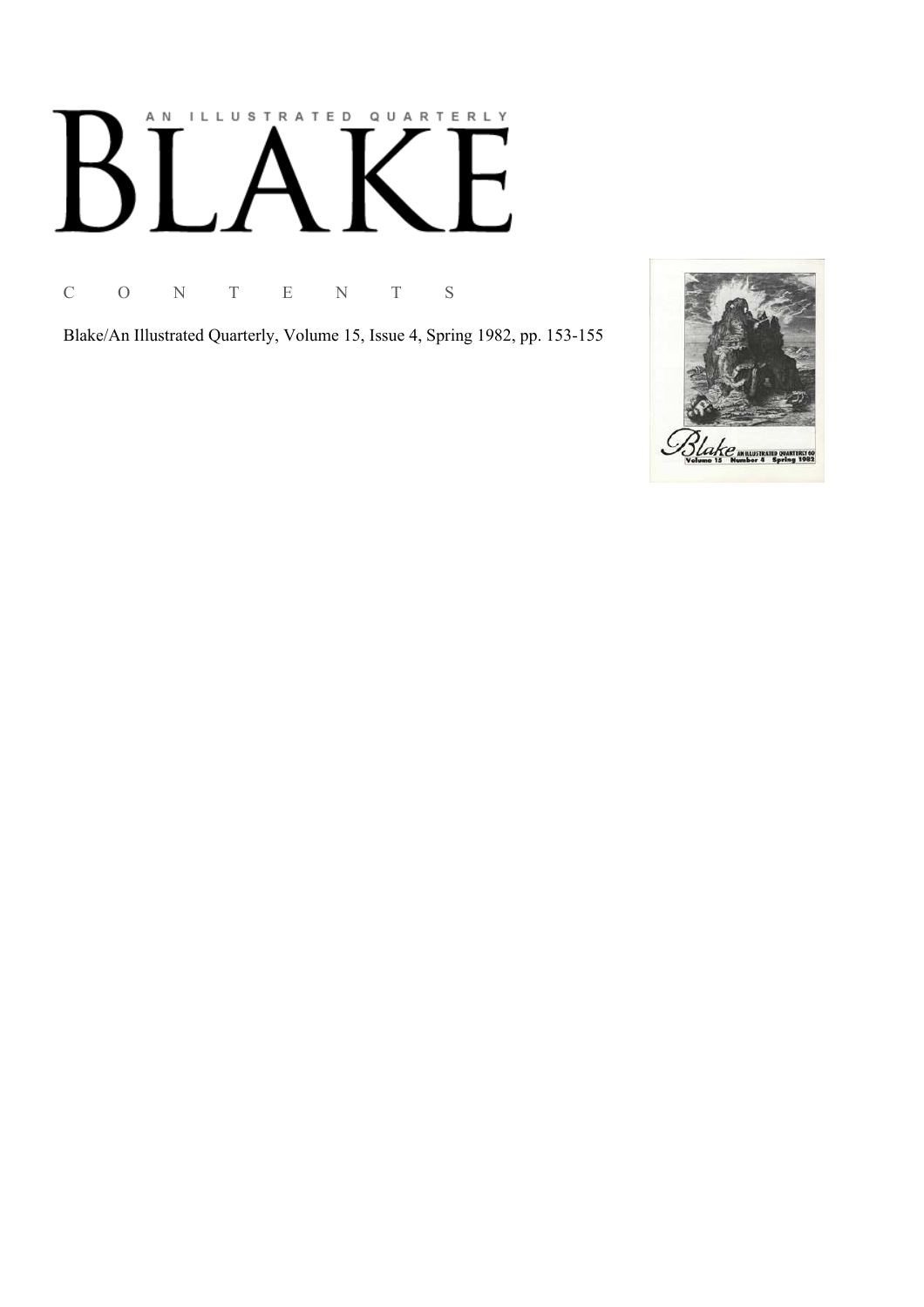AN ILLUSTRATED QUARTERLY

# BLAKE

C O N T E N T S

Blake/An Illustrated Quarterly, Volume 15, Issue 4, Spring 1982, pp. 153-155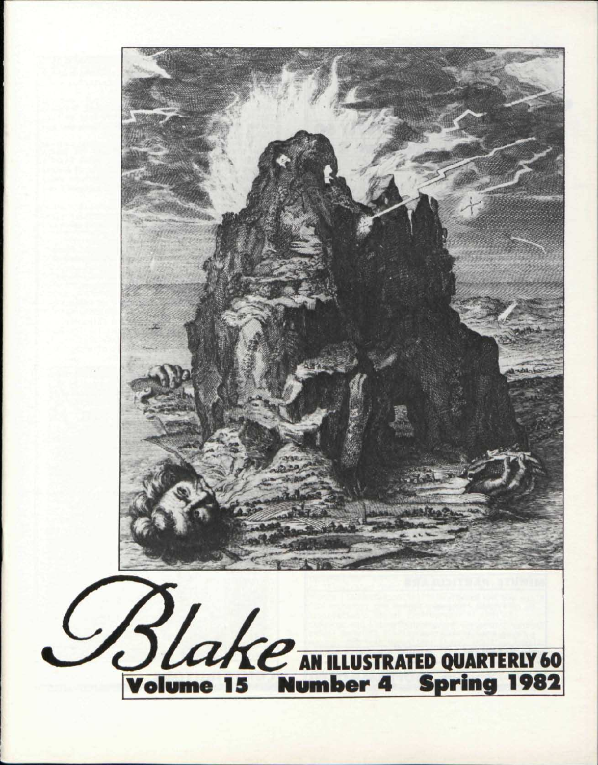# Blake

**AN ILLUSTRATED QUARTERLY 60**

**Volume 15 Number 4 Spring 1982**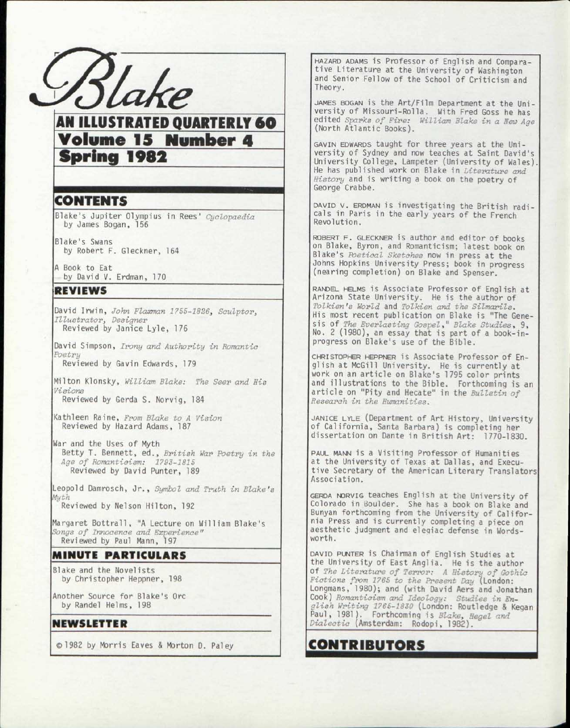# *Blake*

## AN ILLUSTRATED QUARTERLY 60

## Volume 15 Number 4

## Spring 1982

## CONTENTS

Blake's Jupiter Olympius in Rees' *Cyclopaedia*
by James Bogan, 156

Blake's Swans
by Robert F. Gleckner, 164

A Book to Eat
by David V. Erdman, 170

## REVIEWS

David Irwin, *John Flaxman 1755-1826, Sculptor, Illustrator, Designer*
Reviewed by Janice Lyle, 176

David Simpson, *Irony and Authority in Romantic Poetry*
Reviewed by Gavin Edwards, 179

Milton Klonsky, *William Blake: The Seer and His Visions*
Reviewed by Gerda S. Norvig, 184

Kathleen Raine, *From Blake to A Vision*
Reviewed by Hazard Adams, 187

War and the Uses of Myth
Betty T. Bennett, ed., *British War Poetry in the Age of Romanticism: 1793-1815*
Reviewed by David Punter, 189

Leopold Damrosch, Jr., *Symbol and Truth in Blake's Myth*
Reviewed by Nelson Hilton, 192

Margaret Bottrall, "A Lecture on William Blake's *Songs of Innocence and Experience*"
Reviewed by Paul Mann, 197

## MINUTE PARTICULARS

Blake and the Novelists
by Christopher Heppner, 198

Another Source for Blake's Orc
by Randel Helms, 198

## NEWSLETTER

© 1982 by Morris Eaves & Morton D. Paley

## CONTRIBUTORS

HAZARD ADAMS is Professor of English and Comparative Literature at the University of Washington and Senior Fellow of the School of Criticism and Theory.

JAMES BOGAN is the Art/Film Department at the University of Missouri-Rolla. With Fred Goss he has edited *Sparks of Fire: William Blake in a New Age* (North Atlantic Books).

GAVIN EDWARDS taught for three years at the University of Sydney and now teaches at Saint David's University College, Lampeter (University of Wales). He has published work on Blake in *Literature and History* and is writing a book on the poetry of George Crabbe.

DAVID V. ERDMAN is investigating the British radicals in Paris in the early years of the French Revolution.

ROBERT F. GLECKNER is author and editor of books on Blake, Byron, and Romanticism; latest book on Blake's *Poetical Sketches* now in press at the Johns Hopkins University Press; book in progress (nearing completion) on Blake and Spenser.

RANDEL HELMS is Associate Professor of English at Arizona State University. He is the author of *Tolkien's World* and *Tolkien and the Silmarils*. His most recent publication on Blake is "The Genesis of *The Everlasting Gospel*," *Blake Studies*, 9, No. 2 (1980), an essay that is part of a book-in-progress on Blake's use of the Bible.

CHRISTOPHER HEPPNER is Associate Professor of English at McGill University. He is currently at work on an article on Blake's 1795 color prints and illustrations to the Bible. Forthcoming is an article on "Pity and Hecate" in the *Bulletin of Research in the Humanities*.

JANICE LYLE (Department of Art History, University of California, Santa Barbara) is completing her dissertation on Dante in British Art: 1770-1830.

PAUL MANN is a Visiting Professor of Humanities at the University of Texas at Dallas, and Executive Secretary of the American Literary Translators Association.

GERDA NORVIG teaches English at the University of Colorado in Boulder. She has a book on Blake and Bunyan forthcoming from the University of California Press and is currently completing a piece on aesthetic judgment and elegiac defense in Wordsworth.

DAVID PUNTER is Chairman of English Studies at the University of East Anglia. He is the author of *The Literature of Terror: A History of Gothic Fictions from 1765 to the Present Day* (London: Longmans, 1980); and (with David Aers and Jonathan Cook) *Romanticism and Ideology: Studies in English Writing 1765-1830* (London: Routledge & Kegan Paul, 1981). Forthcoming is *Blake, Hegel and Dialectic* (Amsterdam: Rodopi, 1982).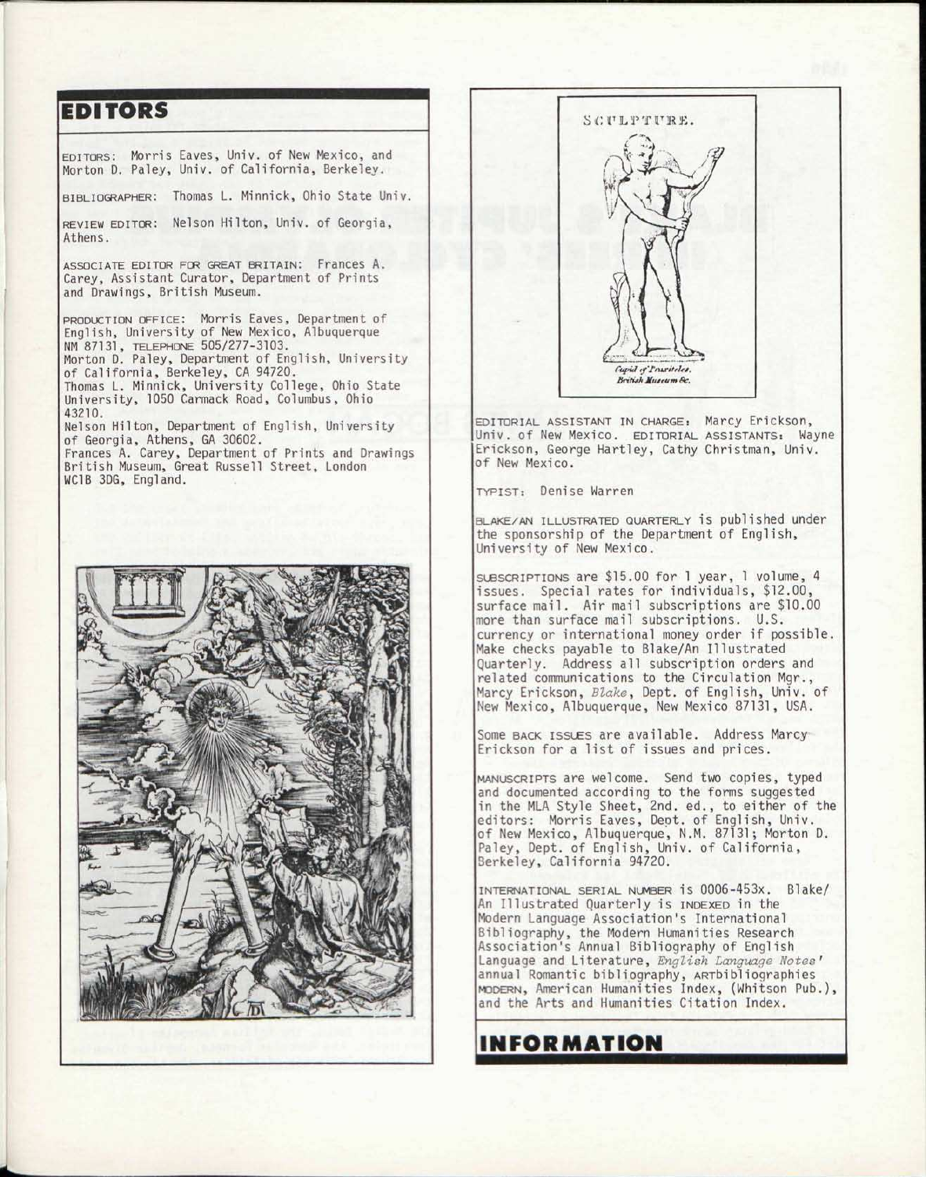# EDITORS

EDITORS: Morris Eaves, Univ. of New Mexico, and Morton D. Paley, Univ. of California, Berkeley.

BIBLIOGRAPHER: Thomas L. Minnick, Ohio State Univ.

REVIEW EDITOR: Nelson Hilton, Univ. of Georgia, Athens.

ASSOCIATE EDITOR FOR GREAT BRITAIN: Frances A. Carey, Assistant Curator, Department of Prints and Drawings, British Museum.

PRODUCTION OFFICE: Morris Eaves, Department of English, University of New Mexico, Albuquerque NM 87131, TELEPHONE 505/277-3103.
Morton D. Paley, Department of English, University of California, Berkeley, CA 94720.
Thomas L. Minnick, University College, Ohio State University, 1050 Carmack Road, Columbus, Ohio 43210.
Nelson Hilton, Department of English, University of Georgia, Athens, GA 30602.
Frances A. Carey, Department of Prints and Drawings British Museum, Great Russell Street, London WC1B 3DG, England.

SCULPTURE.

Cupid of Praxiteles.
British Museum &c.

EDITORIAL ASSISTANT IN CHARGE: Marcy Erickson, Univ. of New Mexico. EDITORIAL ASSISTANTS: Wayne Erickson, George Hartley, Cathy Christman, Univ. of New Mexico.

TYPIST: Denise Warren

BLAKE/AN ILLUSTRATED QUARTERLY is published under the sponsorship of the Department of English, University of New Mexico.

SUBSCRIPTIONS are $15.00 for 1 year, 1 volume, 4 issues. Special rates for individuals, $12.00, surface mail. Air mail subscriptions are $10.00 more than surface mail subscriptions. U.S. currency or international money order if possible. Make checks payable to Blake/An Illustrated Quarterly. Address all subscription orders and related communications to the Circulation Mgr., Marcy Erickson, *Blake*, Dept. of English, Univ. of New Mexico, Albuquerque, New Mexico 87131, USA.

Some BACK ISSUES are available. Address Marcy Erickson for a list of issues and prices.

MANUSCRIPTS are welcome. Send two copies, typed and documented according to the forms suggested in the MLA Style Sheet, 2nd. ed., to either of the editors: Morris Eaves, Dept. of English, Univ. of New Mexico, Albuquerque, N.M. 87131; Morton D. Paley, Dept. of English, Univ. of California, Berkeley, California 94720.

INTERNATIONAL SERIAL NUMBER is 0006-453x. Blake/An Illustrated Quarterly is INDEXED in the Modern Language Association's International Bibliography, the Modern Humanities Research Association's Annual Bibliography of English Language and Literature, *English Language Notes*' annual Romantic bibliography, ARTbibliographies MODERN, American Humanities Index, (Whitson Pub.), and the Arts and Humanities Citation Index.

# INFORMATION